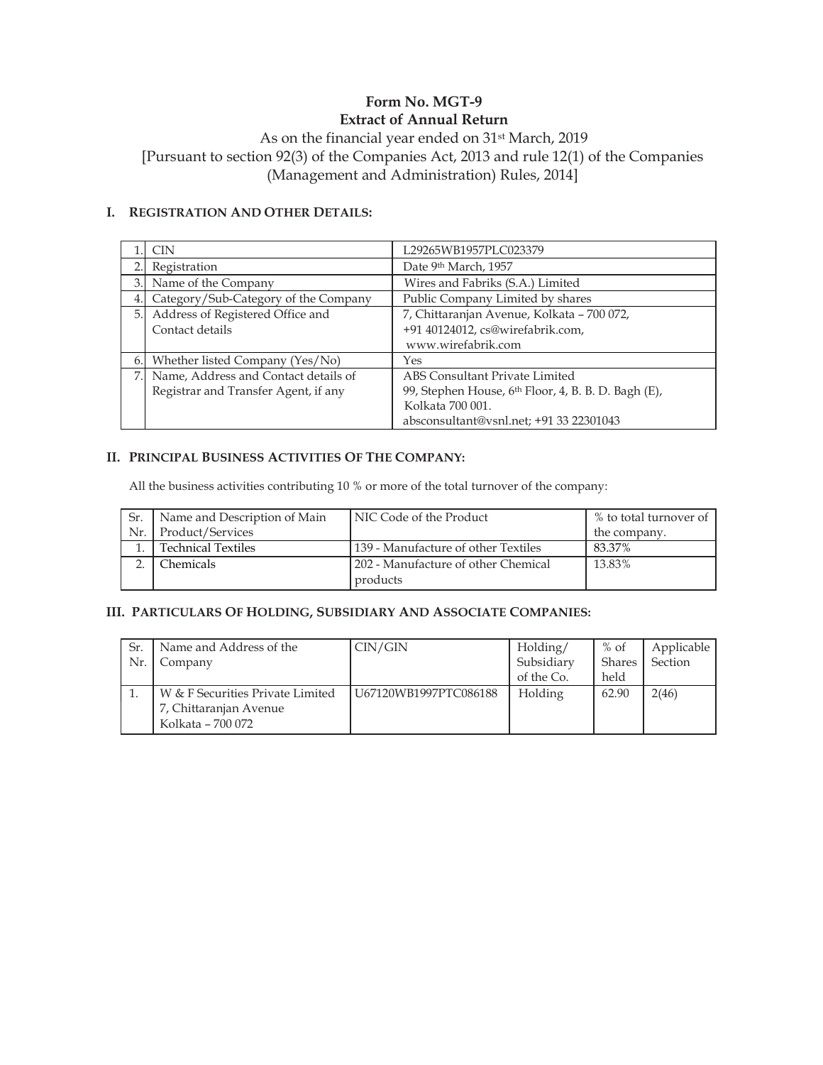# Form No. MGT-9
# Extract of Annual Return

As on the financial year ended on 31st March, 2019
[Pursuant to section 92(3) of the Companies Act, 2013 and rule 12(1) of the Companies (Management and Administration) Rules, 2014]

## I. REGISTRATION AND OTHER DETAILS:

| | | |
|---|---|---|
| 1. | CIN | L29265WB1957PLC023379 |
| 2. | Registration | Date 9th March, 1957 |
| 3. | Name of the Company | Wires and Fabriks (S.A.) Limited |
| 4. | Category/Sub-Category of the Company | Public Company Limited by shares |
| 5. | Address of Registered Office and Contact details | 7, Chittaranjan Avenue, Kolkata – 700 072, +91 40124012, cs@wirefabrik.com, www.wirefabrik.com |
| 6. | Whether listed Company (Yes/No) | Yes |
| 7. | Name, Address and Contact details of Registrar and Transfer Agent, if any | ABS Consultant Private Limited 99, Stephen House, 6th Floor, 4, B. B. D. Bagh (E), Kolkata 700 001. absconsultant@vsnl.net; +91 33 22301043 |

## II. PRINCIPAL BUSINESS ACTIVITIES OF THE COMPANY:

All the business activities contributing 10 % or more of the total turnover of the company:

| Sr. Nr. | Name and Description of Main Product/Services | NIC Code of the Product | % to total turnover of the company. |
|---|---|---|---|
| 1. | Technical Textiles | 139 - Manufacture of other Textiles | 83.37% |
| 2. | Chemicals | 202 - Manufacture of other Chemical products | 13.83% |

## III. PARTICULARS OF HOLDING, SUBSIDIARY AND ASSOCIATE COMPANIES:

| Sr. Nr. | Name and Address of the Company | CIN/GIN | Holding/ Subsidiary of the Co. | % of Shares held | Applicable Section |
|---|---|---|---|---|---|
| 1. | W & F Securities Private Limited 7, Chittaranjan Avenue Kolkata – 700 072 | U67120WB1997PTC086188 | Holding | 62.90 | 2(46) |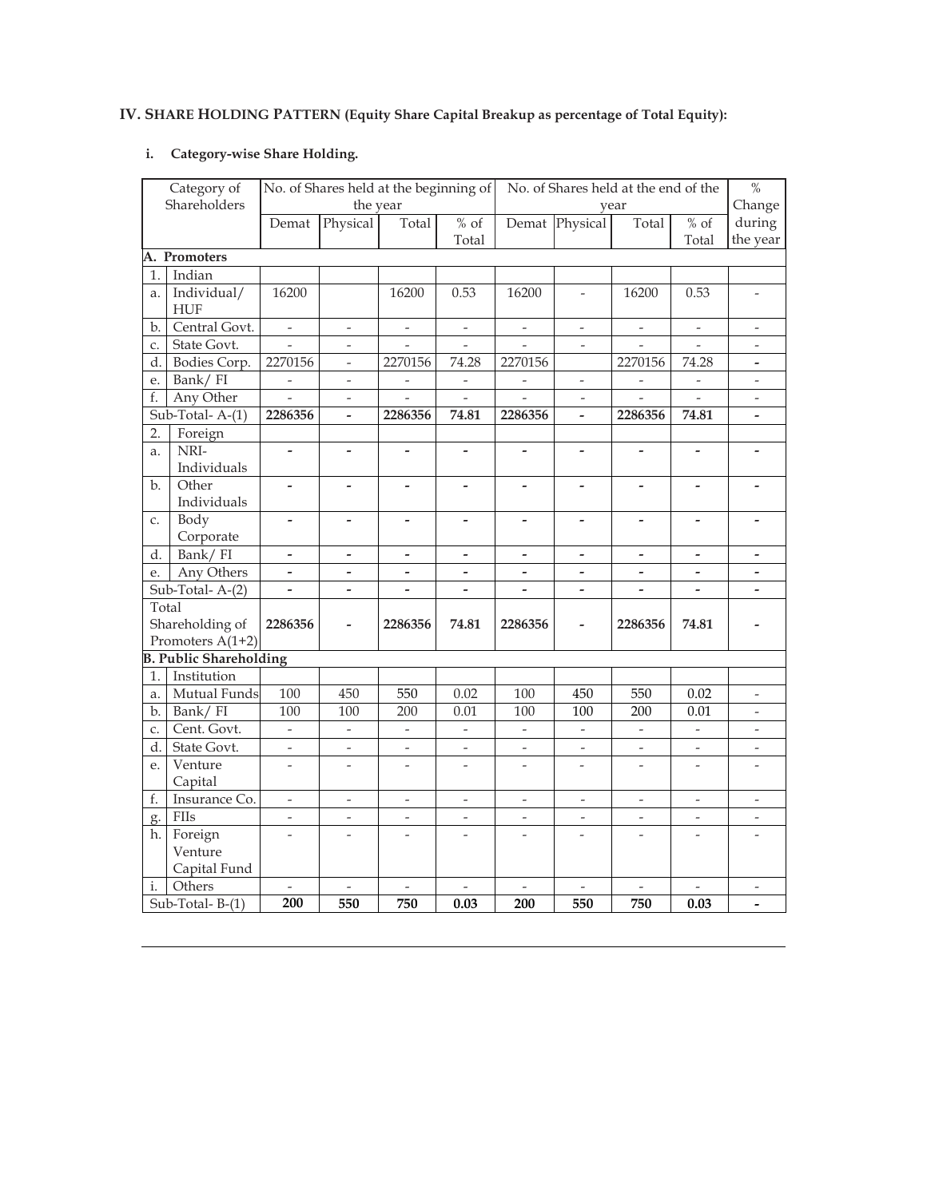## IV. SHARE HOLDING PATTERN (Equity Share Capital Breakup as percentage of Total Equity):

### i. Category-wise Share Holding.

| Category of Shareholders | | No. of Shares held at the beginning of the year | | | | No. of Shares held at the end of the year | | | | % Change during the year |
|---|---|---|---|---|---|---|---|---|---|---|
| | | Demat | Physical | Total | % of Total | Demat | Physical | Total | % of Total | |
| **A. Promoters** | | | | | | | | | | |
| 1. | Indian | | | | | | | | | |
| a. | Individual/ HUF | 16200 | | 16200 | 0.53 | 16200 | - | 16200 | 0.53 | - |
| b. | Central Govt. | - | - | - | - | - | - | - | - | - |
| c. | State Govt. | - | - | - | - | - | - | - | - | - |
| d. | Bodies Corp. | 2270156 | - | 2270156 | 74.28 | 2270156 | | 2270156 | 74.28 | - |
| e. | Bank/ FI | - | - | - | - | - | - | - | - | - |
| f. | Any Other | - | - | - | - | - | - | - | - | - |
| Sub-Total- A-(1) | | **2286356** | **-** | **2286356** | **74.81** | **2286356** | **-** | **2286356** | **74.81** | **-** |
| 2. | Foreign | | | | | | | | | |
| a. | NRI-Individuals | - | - | - | - | - | - | - | - | - |
| b. | Other Individuals | - | - | - | - | - | - | - | - | - |
| c. | Body Corporate | - | - | - | - | - | - | - | - | - |
| d. | Bank/ FI | - | - | - | - | - | - | - | - | - |
| e. | Any Others | - | - | - | - | - | - | - | - | - |
| Sub-Total- A-(2) | | - | - | - | - | - | - | - | - | - |
| Total Shareholding of Promoters A(1+2) | | **2286356** | **-** | **2286356** | **74.81** | **2286356** | **-** | **2286356** | **74.81** | **-** |
| **B. Public Shareholding** | | | | | | | | | | |
| 1. | Institution | | | | | | | | | |
| a. | Mutual Funds | 100 | 450 | 550 | 0.02 | 100 | 450 | 550 | 0.02 | - |
| b. | Bank/ FI | 100 | 100 | 200 | 0.01 | 100 | 100 | 200 | 0.01 | - |
| c. | Cent. Govt. | - | - | - | - | - | - | - | - | - |
| d. | State Govt. | - | - | - | - | - | - | - | - | - |
| e. | Venture Capital | - | - | - | - | - | - | - | - | - |
| f. | Insurance Co. | - | - | - | - | - | - | - | - | - |
| g. | FIIs | - | - | - | - | - | - | - | - | - |
| h. | Foreign Venture Capital Fund | - | - | - | - | - | - | - | - | - |
| i. | Others | - | - | - | - | - | - | - | - | - |
| Sub-Total- B-(1) | | **200** | **550** | **750** | **0.03** | **200** | **550** | **750** | **0.03** | **-** |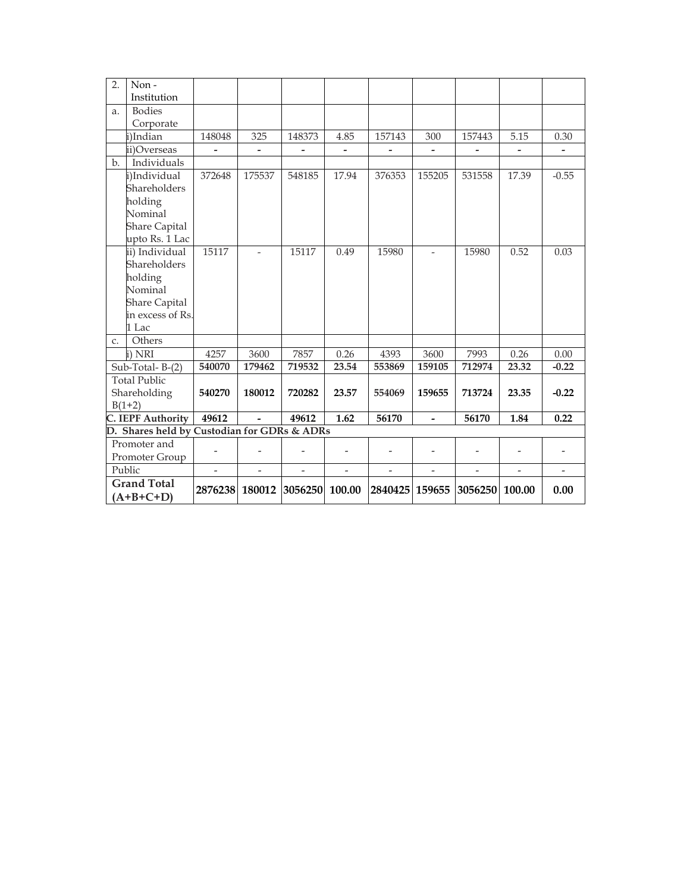| 2. | Non - Institution | | | | | | | | | |
|---|---|---|---|---|---|---|---|---|---|---|
| a. | Bodies Corporate | | | | | | | | | |
| | i)Indian | 148048 | 325 | 148373 | 4.85 | 157143 | 300 | 157443 | 5.15 | 0.30 |
| | ii)Overseas | - | - | - | - | - | - | - | - | - |
| b. | Individuals | | | | | | | | | |
| | i)Individual Shareholders holding Nominal Share Capital upto Rs. 1 Lac | 372648 | 175537 | 548185 | 17.94 | 376353 | 155205 | 531558 | 17.39 | -0.55 |
| | ii) Individual Shareholders holding Nominal Share Capital in excess of Rs. 1 Lac | 15117 | - | 15117 | 0.49 | 15980 | - | 15980 | 0.52 | 0.03 |
| c. | Others | | | | | | | | | |
| | i) NRI | 4257 | 3600 | 7857 | 0.26 | 4393 | 3600 | 7993 | 0.26 | 0.00 |
| Sub-Total- B-(2) | | **540070** | **179462** | **719532** | **23.54** | **553869** | **159105** | **712974** | **23.32** | **-0.22** |
| Total Public Shareholding B(1+2) | | **540270** | **180012** | **720282** | **23.57** | **554069** | **159655** | **713724** | **23.35** | **-0.22** |
| **C. IEPF Authority** | | **49612** | **-** | **49612** | **1.62** | **56170** | **-** | **56170** | **1.84** | **0.22** |
| **D. Shares held by Custodian for GDRs & ADRs** | | | | | | | | | | |
| Promoter and Promoter Group | | - | - | - | - | - | - | - | - | - |
| Public | | - | - | - | - | - | - | - | - | - |
| **Grand Total (A+B+C+D)** | | **2876238** | **180012** | **3056250** | **100.00** | **2840425** | **159655** | **3056250** | **100.00** | **0.00** |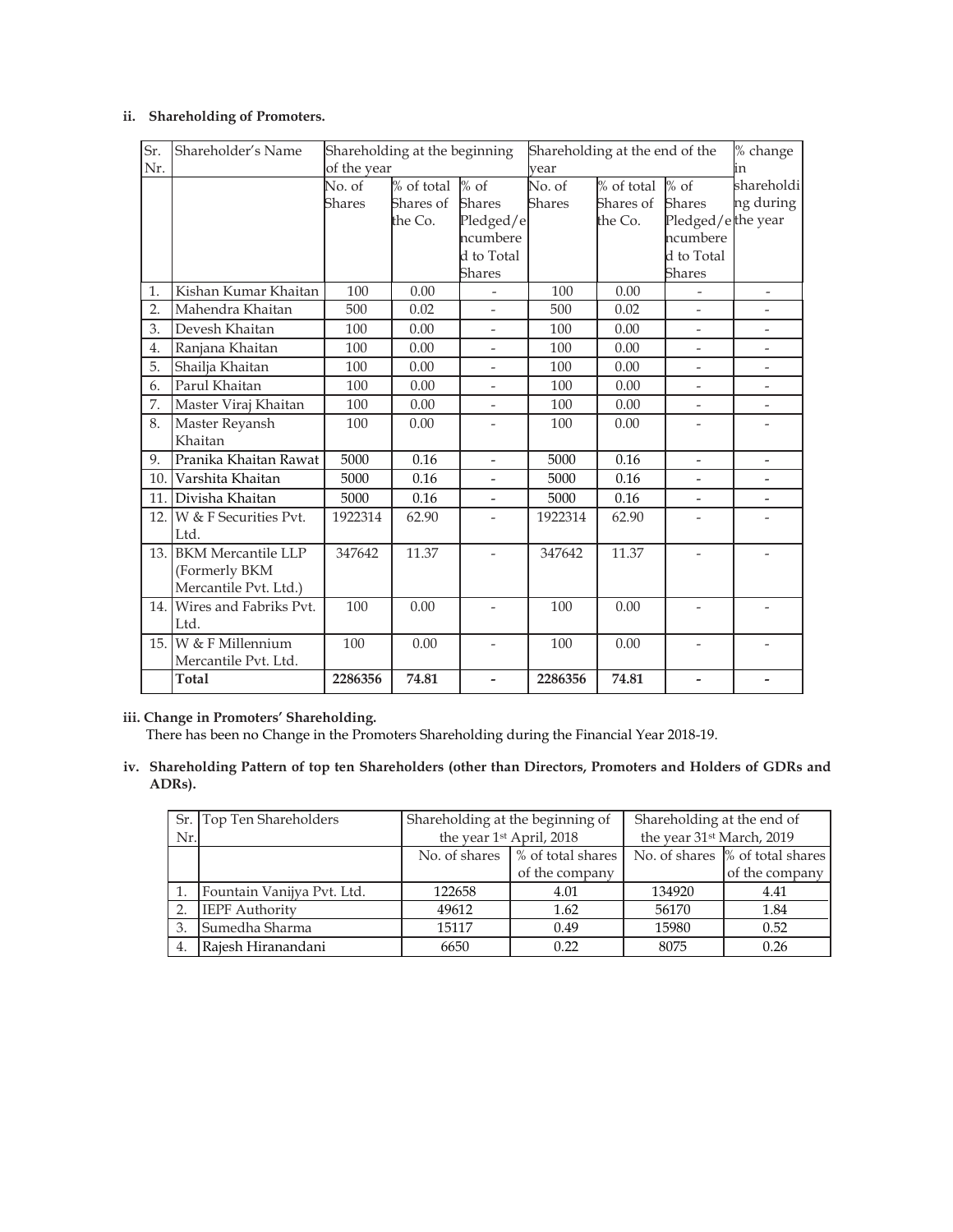**ii. Shareholding of Promoters.**

| Sr. Nr. | Shareholder's Name | Shareholding at the beginning of the year | | | Shareholding at the end of the year | | | % change in shareholding during the year |
|---|---|---|---|---|---|---|---|---|
| | | No. of Shares | % of total Shares of the Co. | % of Shares Pledged/encumbered to Total Shares | No. of Shares | % of total Shares of the Co. | % of Shares Pledged/encumbered to Total Shares | |
| 1. | Kishan Kumar Khaitan | 100 | 0.00 | - | 100 | 0.00 | - | - |
| 2. | Mahendra Khaitan | 500 | 0.02 | - | 500 | 0.02 | - | - |
| 3. | Devesh Khaitan | 100 | 0.00 | - | 100 | 0.00 | - | - |
| 4. | Ranjana Khaitan | 100 | 0.00 | - | 100 | 0.00 | - | - |
| 5. | Shailja Khaitan | 100 | 0.00 | - | 100 | 0.00 | - | - |
| 6. | Parul Khaitan | 100 | 0.00 | - | 100 | 0.00 | - | - |
| 7. | Master Viraj Khaitan | 100 | 0.00 | - | 100 | 0.00 | - | - |
| 8. | Master Reyansh Khaitan | 100 | 0.00 | - | 100 | 0.00 | - | - |
| 9. | Pranika Khaitan Rawat | 5000 | 0.16 | - | 5000 | 0.16 | - | - |
| 10. | Varshita Khaitan | 5000 | 0.16 | - | 5000 | 0.16 | - | - |
| 11. | Divisha Khaitan | 5000 | 0.16 | - | 5000 | 0.16 | - | - |
| 12. | W & F Securities Pvt. Ltd. | 1922314 | 62.90 | - | 1922314 | 62.90 | - | - |
| 13. | BKM Mercantile LLP (Formerly BKM Mercantile Pvt. Ltd.) | 347642 | 11.37 | - | 347642 | 11.37 | - | - |
| 14. | Wires and Fabriks Pvt. Ltd. | 100 | 0.00 | - | 100 | 0.00 | - | - |
| 15. | W & F Millennium Mercantile Pvt. Ltd. | 100 | 0.00 | - | 100 | 0.00 | - | - |
| | **Total** | **2286356** | **74.81** | **-** | **2286356** | **74.81** | **-** | **-** |

**iii. Change in Promoters' Shareholding.**

There has been no Change in the Promoters Shareholding during the Financial Year 2018-19.

**iv. Shareholding Pattern of top ten Shareholders (other than Directors, Promoters and Holders of GDRs and ADRs).**

| Sr. Nr. | Top Ten Shareholders | Shareholding at the beginning of the year 1st April, 2018 | | Shareholding at the end of the year 31st March, 2019 | |
|---|---|---|---|---|---|
| | | No. of shares | % of total shares of the company | No. of shares | % of total shares of the company |
| 1. | Fountain Vanijya Pvt. Ltd. | 122658 | 4.01 | 134920 | 4.41 |
| 2. | IEPF Authority | 49612 | 1.62 | 56170 | 1.84 |
| 3. | Sumedha Sharma | 15117 | 0.49 | 15980 | 0.52 |
| 4. | Rajesh Hiranandani | 6650 | 0.22 | 8075 | 0.26 |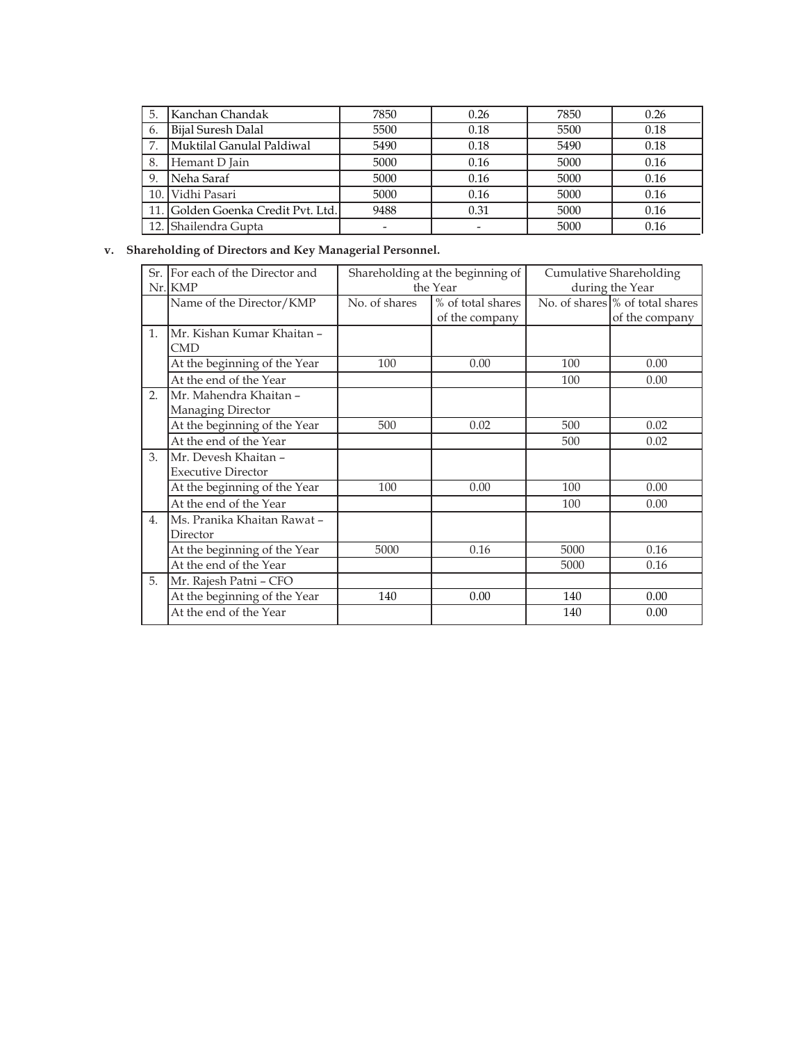| 5. | Kanchan Chandak | 7850 | 0.26 | 7850 | 0.26 |
|---|---|---|---|---|---|
| 6. | Bijal Suresh Dalal | 5500 | 0.18 | 5500 | 0.18 |
| 7. | Muktilal Ganulal Paldiwal | 5490 | 0.18 | 5490 | 0.18 |
| 8. | Hemant D Jain | 5000 | 0.16 | 5000 | 0.16 |
| 9. | Neha Saraf | 5000 | 0.16 | 5000 | 0.16 |
| 10. | Vidhi Pasari | 5000 | 0.16 | 5000 | 0.16 |
| 11. | Golden Goenka Credit Pvt. Ltd. | 9488 | 0.31 | 5000 | 0.16 |
| 12. | Shailendra Gupta | - | - | 5000 | 0.16 |

**v. Shareholding of Directors and Key Managerial Personnel.**

| Sr. Nr. | For each of the Director and KMP | Shareholding at the beginning of the Year | | Cumulative Shareholding during the Year | |
|---|---|---|---|---|---|
| | Name of the Director/KMP | No. of shares | % of total shares of the company | No. of shares | % of total shares of the company |
| 1. | Mr. Kishan Kumar Khaitan – CMD | | | | |
| | At the beginning of the Year | 100 | 0.00 | 100 | 0.00 |
| | At the end of the Year | | | 100 | 0.00 |
| 2. | Mr. Mahendra Khaitan – Managing Director | | | | |
| | At the beginning of the Year | 500 | 0.02 | 500 | 0.02 |
| | At the end of the Year | | | 500 | 0.02 |
| 3. | Mr. Devesh Khaitan – Executive Director | | | | |
| | At the beginning of the Year | 100 | 0.00 | 100 | 0.00 |
| | At the end of the Year | | | 100 | 0.00 |
| 4. | Ms. Pranika Khaitan Rawat – Director | | | | |
| | At the beginning of the Year | 5000 | 0.16 | 5000 | 0.16 |
| | At the end of the Year | | | 5000 | 0.16 |
| 5. | Mr. Rajesh Patni – CFO | | | | |
| | At the beginning of the Year | 140 | 0.00 | 140 | 0.00 |
| | At the end of the Year | | | 140 | 0.00 |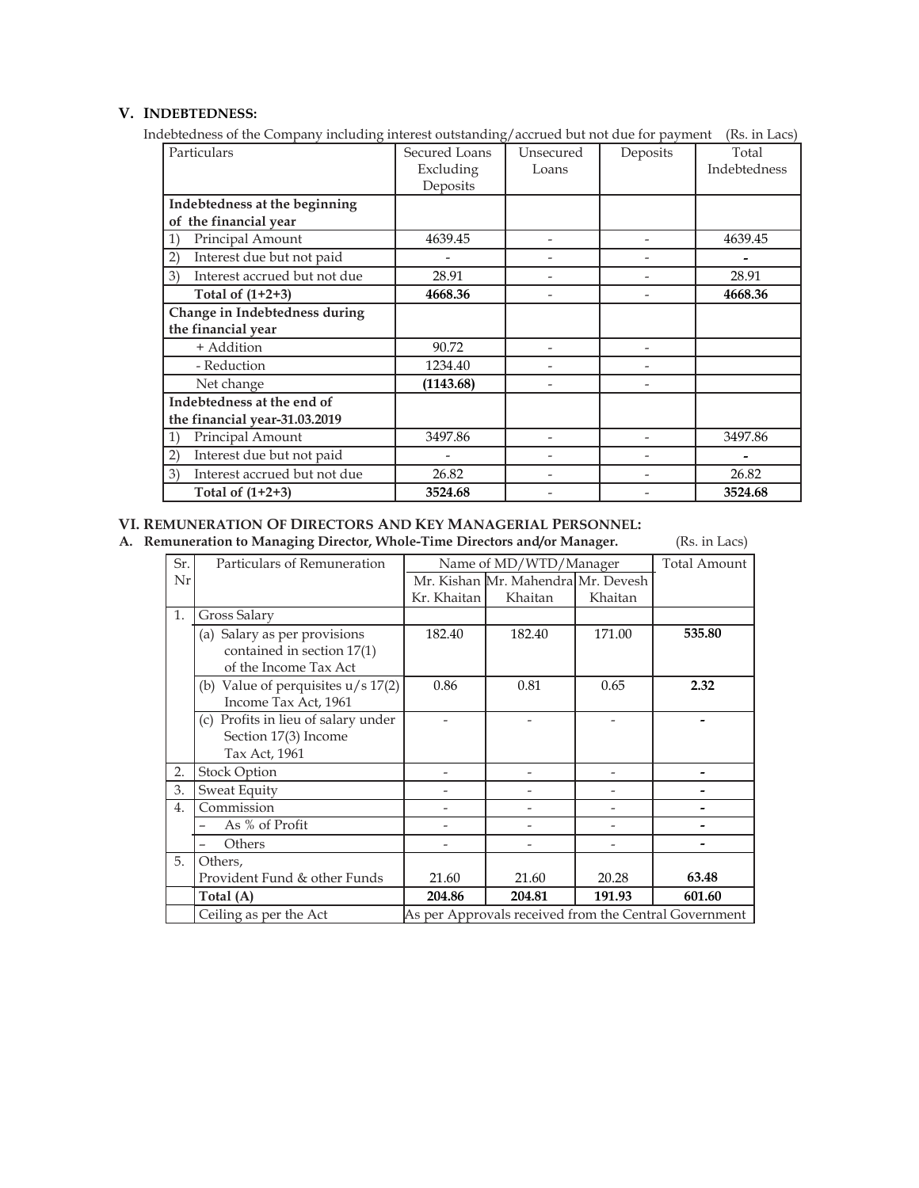## V. INDEBTEDNESS:

Indebtedness of the Company including interest outstanding/accrued but not due for payment (Rs. in Lacs)

| Particulars | Secured Loans Excluding Deposits | Unsecured Loans | Deposits | Total Indebtedness |
|---|---|---|---|---|
| **Indebtedness at the beginning of the financial year** | | | | |
| 1) Principal Amount | 4639.45 | - | - | 4639.45 |
| 2) Interest due but not paid | - | - | - | - |
| 3) Interest accrued but not due | 28.91 | - | - | 28.91 |
| **Total of (1+2+3)** | **4668.36** | - | - | **4668.36** |
| **Change in Indebtedness during the financial year** | | | | |
| + Addition | 90.72 | - | - | |
| - Reduction | 1234.40 | - | - | |
| Net change | **(1143.68)** | - | - | |
| **Indebtedness at the end of the financial year-31.03.2019** | | | | |
| 1) Principal Amount | 3497.86 | - | - | 3497.86 |
| 2) Interest due but not paid | - | - | - | - |
| 3) Interest accrued but not due | 26.82 | - | - | 26.82 |
| **Total of (1+2+3)** | **3524.68** | - | - | **3524.68** |

## VI. REMUNERATION OF DIRECTORS AND KEY MANAGERIAL PERSONNEL:

**A. Remuneration to Managing Director, Whole-Time Directors and/or Manager.** (Rs. in Lacs)

| Sr. Nr | Particulars of Remuneration | Name of MD/WTD/Manager | | | Total Amount |
|---|---|---|---|---|---|
| | | Mr. Kishan Kr. Khaitan | Mr. Mahendra Khaitan | Mr. Devesh Khaitan | |
| 1. | Gross Salary | | | | |
| | (a) Salary as per provisions contained in section 17(1) of the Income Tax Act | 182.40 | 182.40 | 171.00 | **535.80** |
| | (b) Value of perquisites u/s 17(2) Income Tax Act, 1961 | 0.86 | 0.81 | 0.65 | **2.32** |
| | (c) Profits in lieu of salary under Section 17(3) Income Tax Act, 1961 | - | - | - | - |
| 2. | Stock Option | - | - | - | - |
| 3. | Sweat Equity | - | - | - | - |
| 4. | Commission | - | - | - | - |
| | – As % of Profit | - | - | - | - |
| | – Others | - | - | - | - |
| 5. | Others, Provident Fund & other Funds | 21.60 | 21.60 | 20.28 | **63.48** |
| | **Total (A)** | **204.86** | **204.81** | **191.93** | **601.60** |
| | Ceiling as per the Act | As per Approvals received from the Central Government | | | |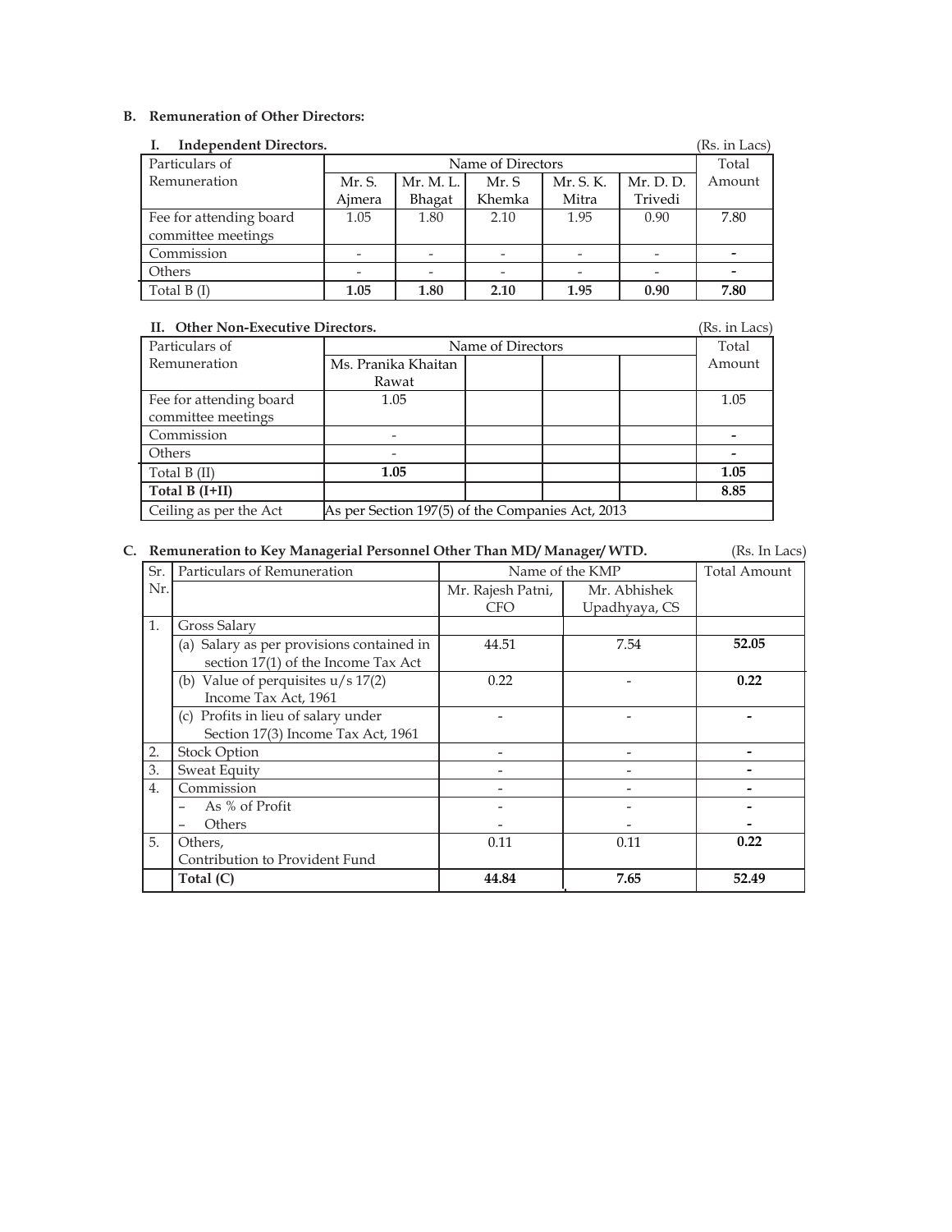**B. Remuneration of Other Directors:**

**I. Independent Directors.** (Rs. in Lacs)

| Particulars of Remuneration | Name of Directors | | | | | Total Amount |
|---|---|---|---|---|---|---|
| | Mr. S. Ajmera | Mr. M. L. Bhagat | Mr. S Khemka | Mr. S. K. Mitra | Mr. D. D. Trivedi | |
| Fee for attending board committee meetings | 1.05 | 1.80 | 2.10 | 1.95 | 0.90 | 7.80 |
| Commission | - | - | - | - | - | - |
| Others | - | - | - | - | - | - |
| Total B (I) | **1.05** | **1.80** | **2.10** | **1.95** | **0.90** | **7.80** |

**II. Other Non-Executive Directors.** (Rs. in Lacs)

| Particulars of Remuneration | Name of Directors | | | | Total Amount |
|---|---|---|---|---|---|
| | Ms. Pranika Khaitan Rawat | | | | |
| Fee for attending board committee meetings | 1.05 | | | | 1.05 |
| Commission | - | | | | - |
| Others | - | | | | - |
| Total B (II) | **1.05** | | | | **1.05** |
| **Total B (I+II)** | | | | | **8.85** |
| Ceiling as per the Act | As per Section 197(5) of the Companies Act, 2013 | | | | |

**C. Remuneration to Key Managerial Personnel Other Than MD/ Manager/ WTD.** (Rs. In Lacs)

| Sr. Nr. | Particulars of Remuneration | Name of the KMP | | Total Amount |
|---|---|---|---|---|
| | | Mr. Rajesh Patni, CFO | Mr. Abhishek Upadhyaya, CS | |
| 1. | Gross Salary | | | |
| | (a) Salary as per provisions contained in section 17(1) of the Income Tax Act | 44.51 | 7.54 | **52.05** |
| | (b) Value of perquisites u/s 17(2) Income Tax Act, 1961 | 0.22 | - | **0.22** |
| | (c) Profits in lieu of salary under Section 17(3) Income Tax Act, 1961 | - | - | - |
| 2. | Stock Option | - | - | - |
| 3. | Sweat Equity | - | - | - |
| 4. | Commission | - | - | - |
| | – As % of Profit | - | - | - |
| | – Others | - | - | - |
| 5. | Others, Contribution to Provident Fund | 0.11 | 0.11 | **0.22** |
| | **Total (C)** | **44.84** | **7.65** | **52.49** |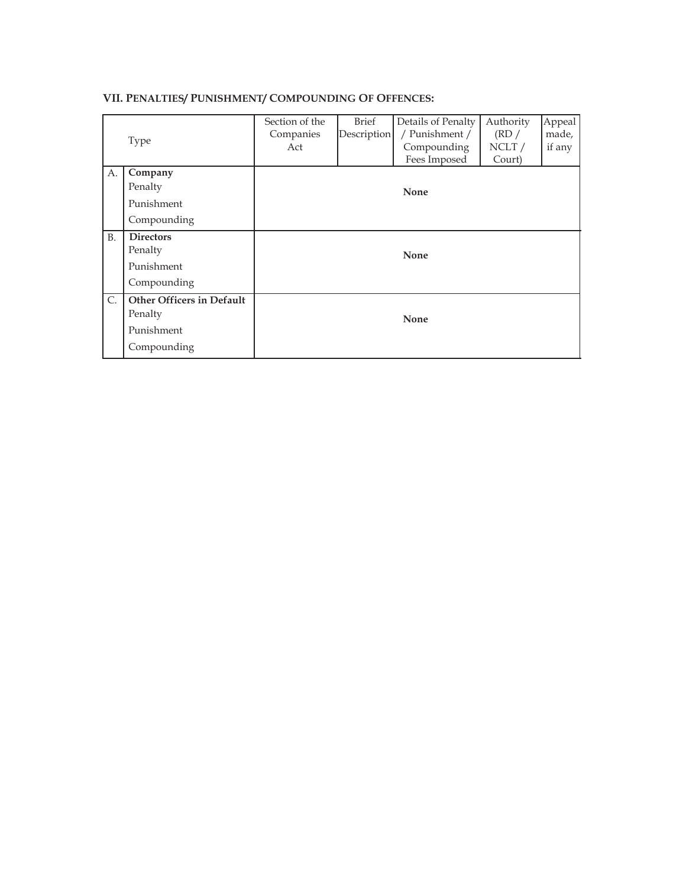### VII. PENALTIES/ PUNISHMENT/ COMPOUNDING OF OFFENCES:

| | Type | Section of the Companies Act | Brief Description | Details of Penalty / Punishment / Compounding Fees Imposed | Authority (RD / NCLT / Court) | Appeal made, if any |
|---|---|---|---|---|---|---|
| A. | **Company** | | | | | |
| | Penalty | | | **None** | | |
| | Punishment | | | | | |
| | Compounding | | | | | |
| B. | **Directors** | | | | | |
| | Penalty | | | **None** | | |
| | Punishment | | | | | |
| | Compounding | | | | | |
| C. | **Other Officers in Default** | | | | | |
| | Penalty | | | **None** | | |
| | Punishment | | | | | |
| | Compounding | | | | | |